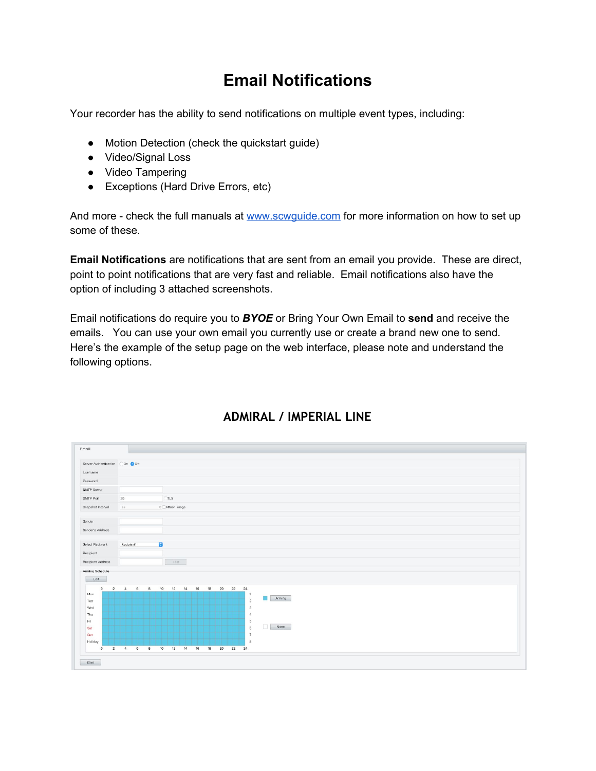# Email Notifications

Your recorder has the ability to send notifications on multiple event types, including:

- Motion Detection (check the quickstart guide)
- Video/Signal Loss
- Video Tampering
- Exceptions (Hard Drive Errors, etc)

And more - check the full manuals at www.scwguide.com for more information on how to set up some of these.

**Email Notifications** are notifications that are sent from an email you provide. These are direct, point to point notifications that are very fast and reliable. Email notifications also have the option of including 3 attached screenshots.

Email notifications do require you to ***BYOE*** or Bring Your Own Email to **send** and receive the emails. You can use your own email you currently use or create a brand new one to send. Here's the example of the setup page on the web interface, please note and understand the following options.

## ADMIRAL / IMPERIAL LINE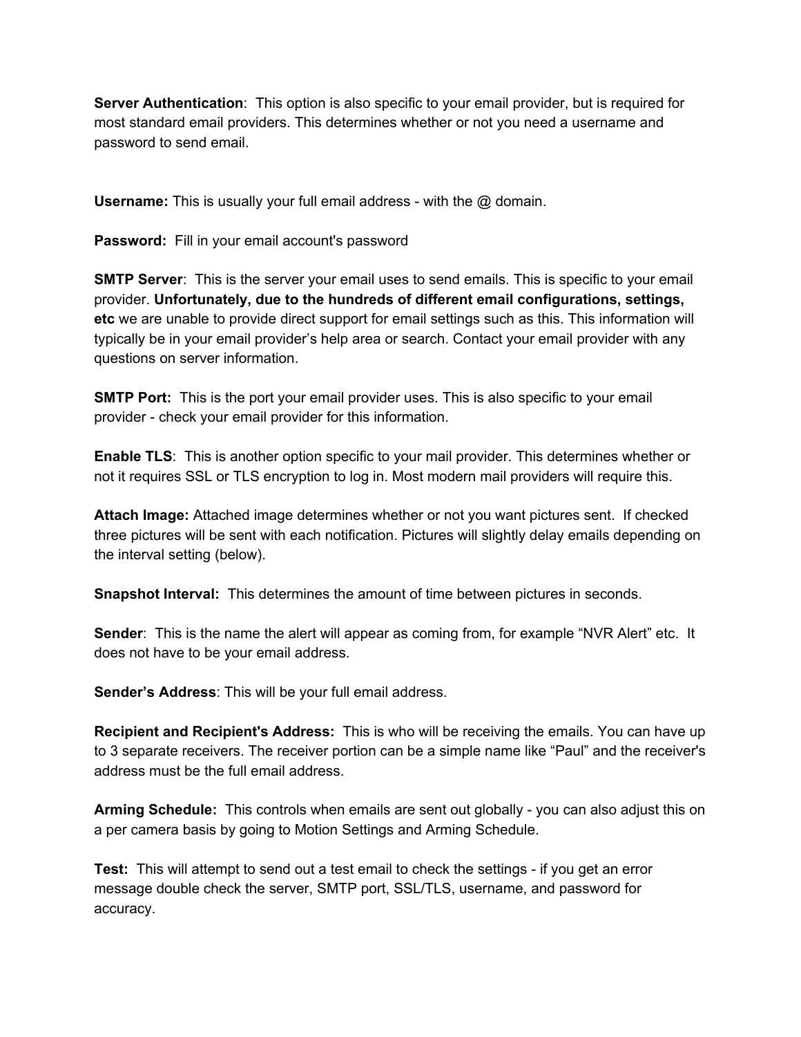**Server Authentication**: This option is also specific to your email provider, but is required for most standard email providers. This determines whether or not you need a username and password to send email.

**Username:** This is usually your full email address - with the @ domain.

**Password:** Fill in your email account's password

**SMTP Server**: This is the server your email uses to send emails. This is specific to your email provider. **Unfortunately, due to the hundreds of different email configurations, settings, etc** we are unable to provide direct support for email settings such as this. This information will typically be in your email provider's help area or search. Contact your email provider with any questions on server information.

**SMTP Port:** This is the port your email provider uses. This is also specific to your email provider - check your email provider for this information.

**Enable TLS**: This is another option specific to your mail provider. This determines whether or not it requires SSL or TLS encryption to log in. Most modern mail providers will require this.

**Attach Image:** Attached image determines whether or not you want pictures sent. If checked three pictures will be sent with each notification. Pictures will slightly delay emails depending on the interval setting (below).

**Snapshot Interval:** This determines the amount of time between pictures in seconds.

**Sender**: This is the name the alert will appear as coming from, for example "NVR Alert" etc. It does not have to be your email address.

**Sender's Address**: This will be your full email address.

**Recipient and Recipient's Address:** This is who will be receiving the emails. You can have up to 3 separate receivers. The receiver portion can be a simple name like "Paul" and the receiver's address must be the full email address.

**Arming Schedule:** This controls when emails are sent out globally - you can also adjust this on a per camera basis by going to Motion Settings and Arming Schedule.

**Test:** This will attempt to send out a test email to check the settings - if you get an error message double check the server, SMTP port, SSL/TLS, username, and password for accuracy.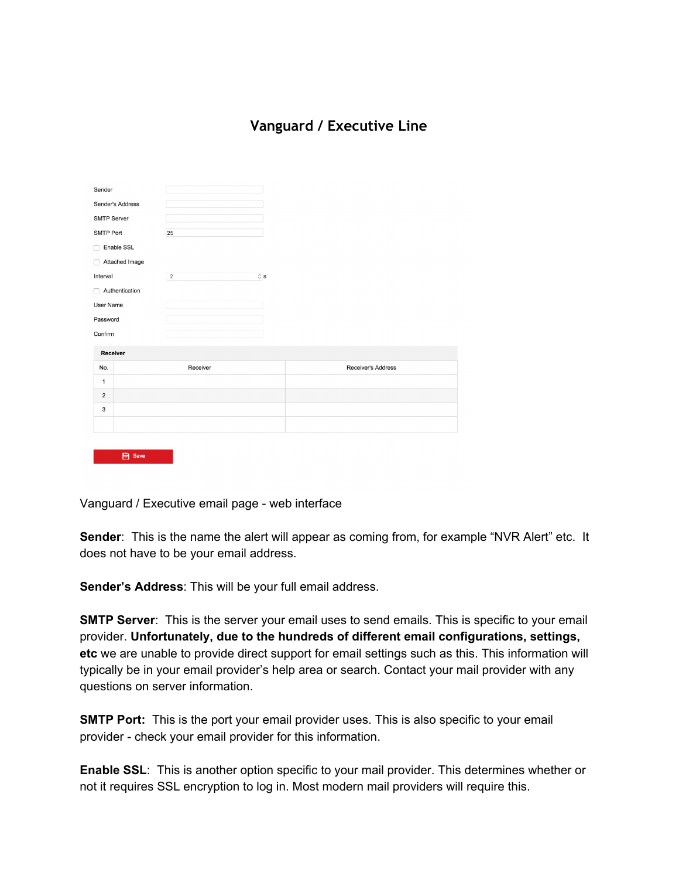# Vanguard / Executive Line

Sender

Sender's Address

SMTP Server

SMTP Port 25

Enable SSL

Attached Image

Interval 2 s

Authentication

User Name

Password

Confirm

**Receiver**

| No. | Receiver | Receiver's Address |
|---|---|---|
| 1 | | |
| 2 | | |
| 3 | | |
| | | |

Save

Vanguard / Executive email page - web interface

**Sender**: This is the name the alert will appear as coming from, for example "NVR Alert" etc. It does not have to be your email address.

**Sender's Address**: This will be your full email address.

**SMTP Server**: This is the server your email uses to send emails. This is specific to your email provider. **Unfortunately, due to the hundreds of different email configurations, settings, etc** we are unable to provide direct support for email settings such as this. This information will typically be in your email provider's help area or search. Contact your mail provider with any questions on server information.

**SMTP Port:** This is the port your email provider uses. This is also specific to your email provider - check your email provider for this information.

**Enable SSL**: This is another option specific to your mail provider. This determines whether or not it requires SSL encryption to log in. Most modern mail providers will require this.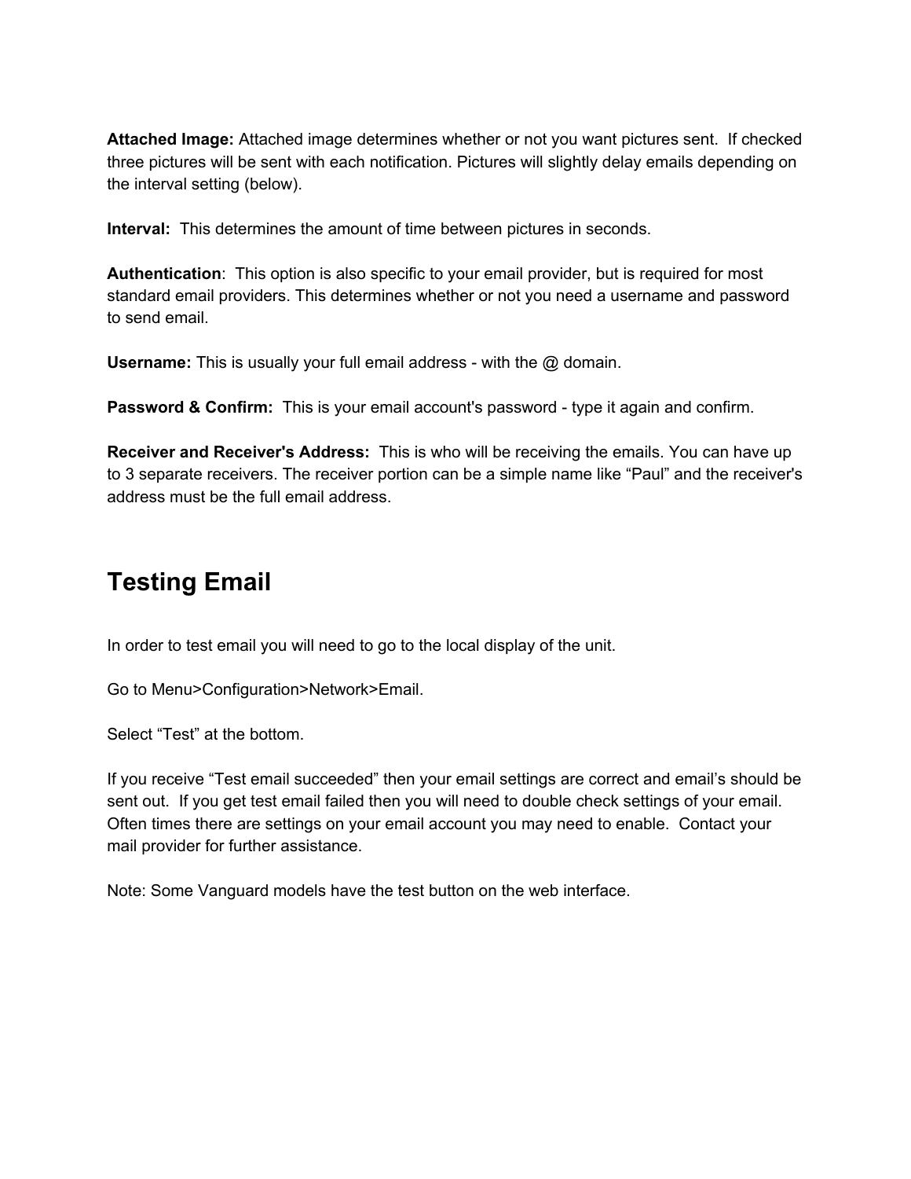**Attached Image:** Attached image determines whether or not you want pictures sent. If checked three pictures will be sent with each notification. Pictures will slightly delay emails depending on the interval setting (below).

**Interval:** This determines the amount of time between pictures in seconds.

**Authentication**: This option is also specific to your email provider, but is required for most standard email providers. This determines whether or not you need a username and password to send email.

**Username:** This is usually your full email address - with the @ domain.

**Password & Confirm:** This is your email account's password - type it again and confirm.

**Receiver and Receiver's Address:** This is who will be receiving the emails. You can have up to 3 separate receivers. The receiver portion can be a simple name like "Paul" and the receiver's address must be the full email address.

# Testing Email

In order to test email you will need to go to the local display of the unit.

Go to Menu>Configuration>Network>Email.

Select "Test" at the bottom.

If you receive "Test email succeeded" then your email settings are correct and email's should be sent out. If you get test email failed then you will need to double check settings of your email. Often times there are settings on your email account you may need to enable. Contact your mail provider for further assistance.

Note: Some Vanguard models have the test button on the web interface.